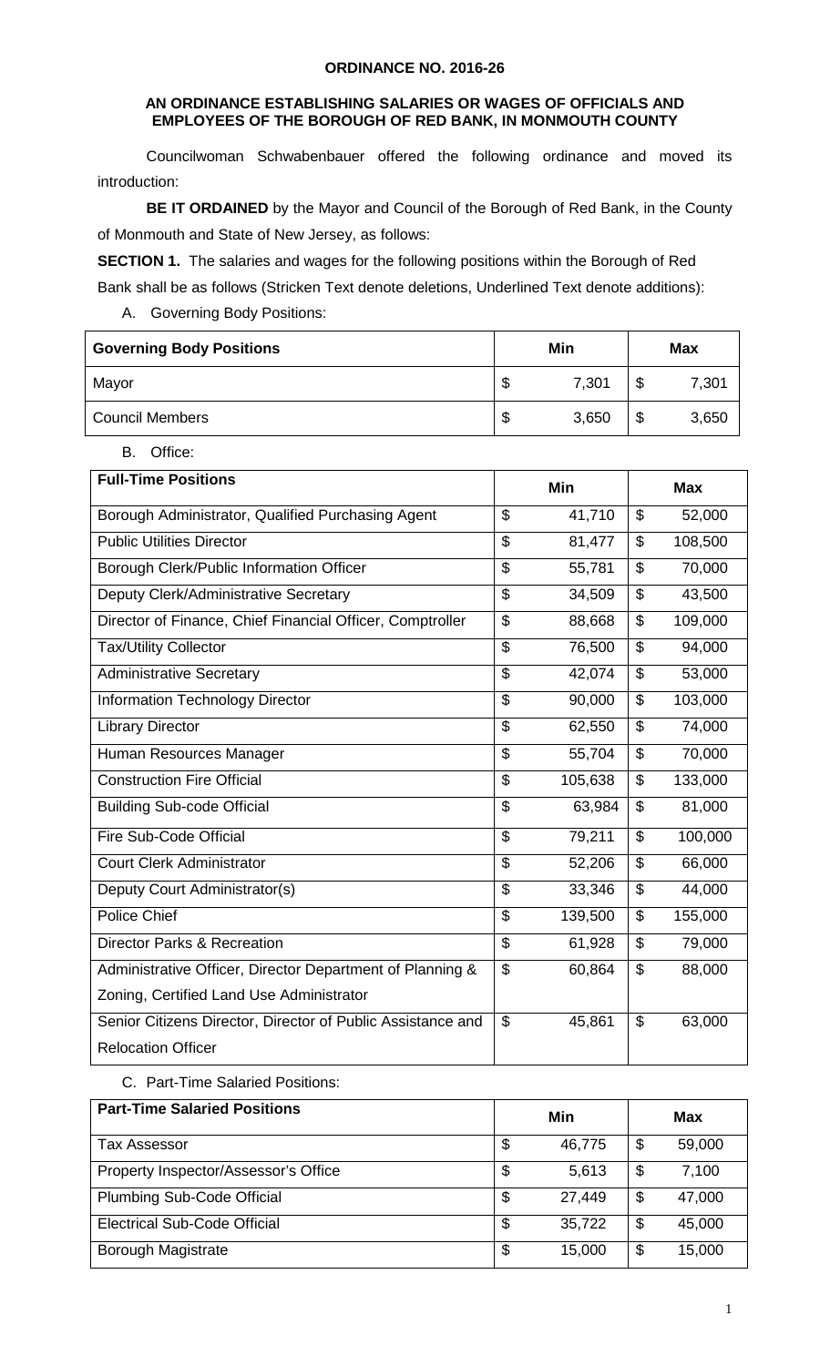**ORDINANCE NO. 2016-26**

**AN ORDINANCE ESTABLISHING SALARIES OR WAGES OF OFFICIALS AND EMPLOYEES OF THE BOROUGH OF RED BANK, IN MONMOUTH COUNTY**

Councilwoman Schwabenbauer offered the following ordinance and moved its introduction:

**BE IT ORDAINED** by the Mayor and Council of the Borough of Red Bank, in the County of Monmouth and State of New Jersey, as follows:

**SECTION 1.** The salaries and wages for the following positions within the Borough of Red Bank shall be as follows (Stricken Text denote deletions, Underlined Text denote additions):

A. Governing Body Positions:

| Governing Body Positions | Min | Max |
|---|---|---|
| Mayor | $ 7,301 | $ 7,301 |
| Council Members | $ 3,650 | $ 3,650 |

B. Office:

| Full-Time Positions | Min | Max |
|---|---|---|
| Borough Administrator, Qualified Purchasing Agent | $ 41,710 | $ 52,000 |
| Public Utilities Director | $ 81,477 | $ 108,500 |
| Borough Clerk/Public Information Officer | $ 55,781 | $ 70,000 |
| Deputy Clerk/Administrative Secretary | $ 34,509 | $ 43,500 |
| Director of Finance, Chief Financial Officer, Comptroller | $ 88,668 | $ 109,000 |
| Tax/Utility Collector | $ 76,500 | $ 94,000 |
| Administrative Secretary | $ 42,074 | $ 53,000 |
| Information Technology Director | $ 90,000 | $ 103,000 |
| Library Director | $ 62,550 | $ 74,000 |
| Human Resources Manager | $ 55,704 | $ 70,000 |
| Construction Fire Official | $ 105,638 | $ 133,000 |
| Building Sub-code Official | $ 63,984 | $ 81,000 |
| Fire Sub-Code Official | $ 79,211 | $ 100,000 |
| Court Clerk Administrator | $ 52,206 | $ 66,000 |
| Deputy Court Administrator(s) | $ 33,346 | $ 44,000 |
| Police Chief | $ 139,500 | $ 155,000 |
| Director Parks & Recreation | $ 61,928 | $ 79,000 |
| Administrative Officer, Director Department of Planning & Zoning, Certified Land Use Administrator | $ 60,864 | $ 88,000 |
| Senior Citizens Director, Director of Public Assistance and Relocation Officer | $ 45,861 | $ 63,000 |

C. Part-Time Salaried Positions:

| Part-Time Salaried Positions | Min | Max |
|---|---|---|
| Tax Assessor | $ 46,775 | $ 59,000 |
| Property Inspector/Assessor's Office | $ 5,613 | $ 7,100 |
| Plumbing Sub-Code Official | $ 27,449 | $ 47,000 |
| Electrical Sub-Code Official | $ 35,722 | $ 45,000 |
| Borough Magistrate | $ 15,000 | $ 15,000 |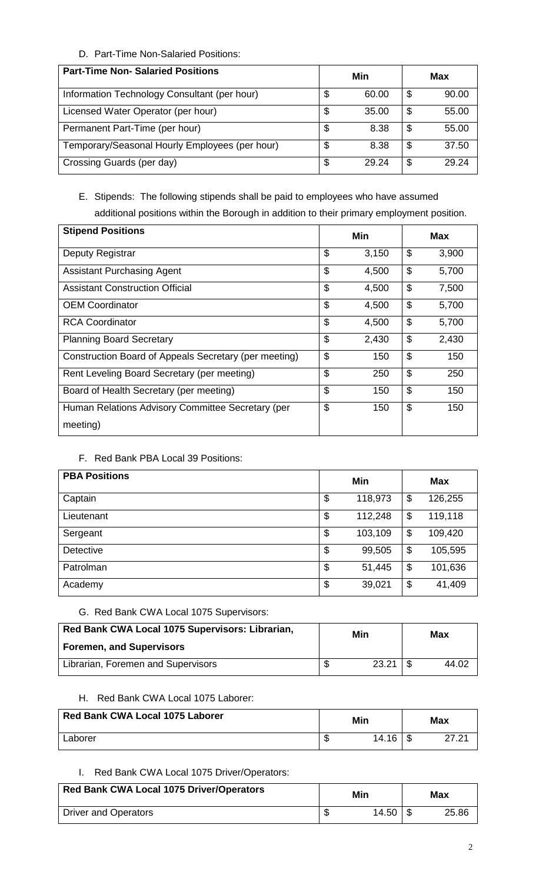D. Part-Time Non-Salaried Positions:

| Part-Time Non- Salaried Positions | Min | Max |
|---|---|---|
| Information Technology Consultant (per hour) | $ 60.00 | $ 90.00 |
| Licensed Water Operator (per hour) | $ 35.00 | $ 55.00 |
| Permanent Part-Time (per hour) | $ 8.38 | $ 55.00 |
| Temporary/Seasonal Hourly Employees (per hour) | $ 8.38 | $ 37.50 |
| Crossing Guards (per day) | $ 29.24 | $ 29.24 |

E. Stipends: The following stipends shall be paid to employees who have assumed additional positions within the Borough in addition to their primary employment position.

| Stipend Positions | Min | Max |
|---|---|---|
| Deputy Registrar | $ 3,150 | $ 3,900 |
| Assistant Purchasing Agent | $ 4,500 | $ 5,700 |
| Assistant Construction Official | $ 4,500 | $ 7,500 |
| OEM Coordinator | $ 4,500 | $ 5,700 |
| RCA Coordinator | $ 4,500 | $ 5,700 |
| Planning Board Secretary | $ 2,430 | $ 2,430 |
| Construction Board of Appeals Secretary (per meeting) | $ 150 | $ 150 |
| Rent Leveling Board Secretary (per meeting) | $ 250 | $ 250 |
| Board of Health Secretary (per meeting) | $ 150 | $ 150 |
| Human Relations Advisory Committee Secretary (per meeting) | $ 150 | $ 150 |

F. Red Bank PBA Local 39 Positions:

| PBA Positions | Min | Max |
|---|---|---|
| Captain | $ 118,973 | $ 126,255 |
| Lieutenant | $ 112,248 | $ 119,118 |
| Sergeant | $ 103,109 | $ 109,420 |
| Detective | $ 99,505 | $ 105,595 |
| Patrolman | $ 51,445 | $ 101,636 |
| Academy | $ 39,021 | $ 41,409 |

G. Red Bank CWA Local 1075 Supervisors:

| Red Bank CWA Local 1075 Supervisors: Librarian, Foremen, and Supervisors | Min | Max |
|---|---|---|
| Librarian, Foremen and Supervisors | $ 23.21 | $ 44.02 |

H. Red Bank CWA Local 1075 Laborer:

| Red Bank CWA Local 1075 Laborer | Min | Max |
|---|---|---|
| Laborer | $ 14.16 | $ 27.21 |

I. Red Bank CWA Local 1075 Driver/Operators:

| Red Bank CWA Local 1075 Driver/Operators | Min | Max |
|---|---|---|
| Driver and Operators | $ 14.50 | $ 25.86 |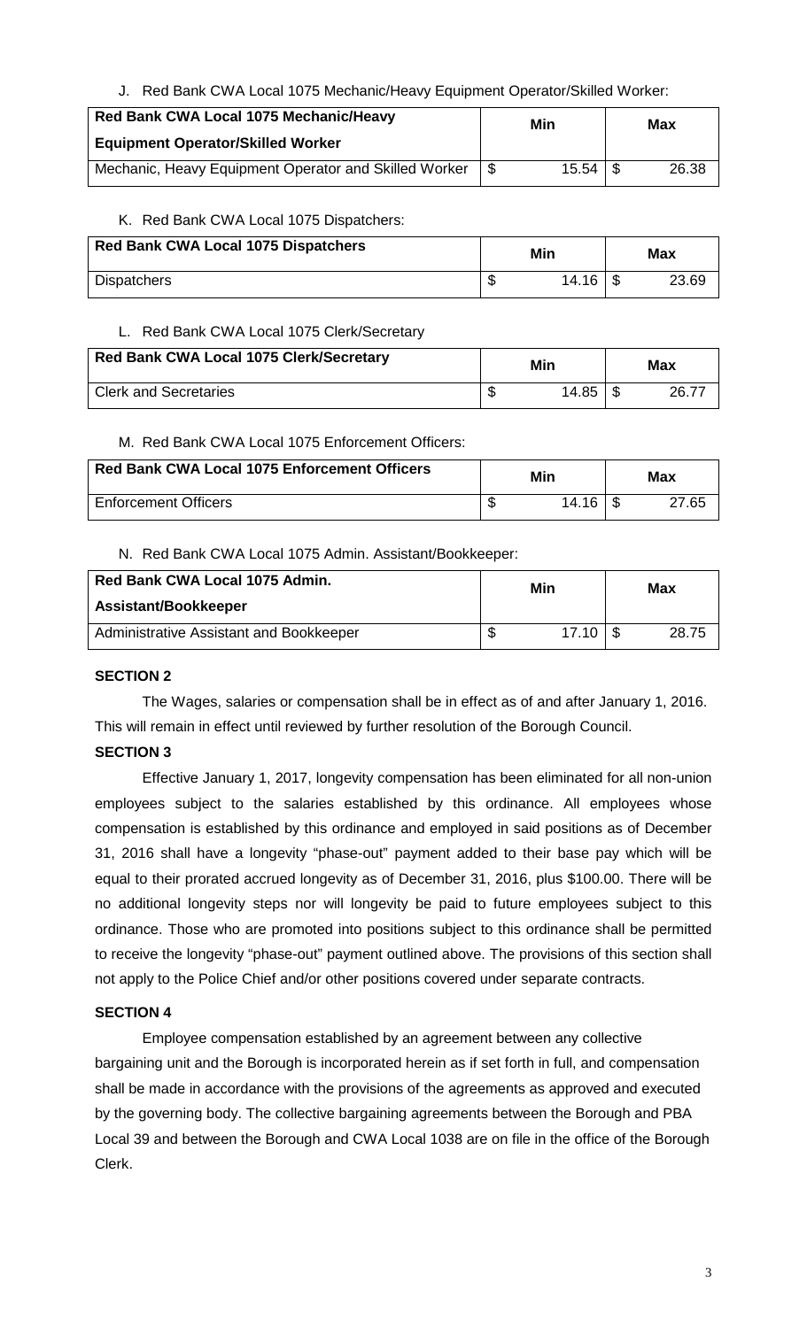J. Red Bank CWA Local 1075 Mechanic/Heavy Equipment Operator/Skilled Worker:

| Red Bank CWA Local 1075 Mechanic/Heavy Equipment Operator/Skilled Worker | Min | Max |
|---|---|---|
| Mechanic, Heavy Equipment Operator and Skilled Worker | $ 15.54 | $ 26.38 |

K. Red Bank CWA Local 1075 Dispatchers:

| Red Bank CWA Local 1075 Dispatchers | Min | Max |
|---|---|---|
| Dispatchers | $ 14.16 | $ 23.69 |

L. Red Bank CWA Local 1075 Clerk/Secretary

| Red Bank CWA Local 1075 Clerk/Secretary | Min | Max |
|---|---|---|
| Clerk and Secretaries | $ 14.85 | $ 26.77 |

M. Red Bank CWA Local 1075 Enforcement Officers:

| Red Bank CWA Local 1075 Enforcement Officers | Min | Max |
|---|---|---|
| Enforcement Officers | $ 14.16 | $ 27.65 |

N. Red Bank CWA Local 1075 Admin. Assistant/Bookkeeper:

| Red Bank CWA Local 1075 Admin. Assistant/Bookkeeper | Min | Max |
|---|---|---|
| Administrative Assistant and Bookkeeper | $ 17.10 | $ 28.75 |

**SECTION 2**

The Wages, salaries or compensation shall be in effect as of and after January 1, 2016. This will remain in effect until reviewed by further resolution of the Borough Council.

**SECTION 3**

Effective January 1, 2017, longevity compensation has been eliminated for all non-union employees subject to the salaries established by this ordinance. All employees whose compensation is established by this ordinance and employed in said positions as of December 31, 2016 shall have a longevity "phase-out" payment added to their base pay which will be equal to their prorated accrued longevity as of December 31, 2016, plus $100.00. There will be no additional longevity steps nor will longevity be paid to future employees subject to this ordinance. Those who are promoted into positions subject to this ordinance shall be permitted to receive the longevity "phase-out" payment outlined above. The provisions of this section shall not apply to the Police Chief and/or other positions covered under separate contracts.

**SECTION 4**

Employee compensation established by an agreement between any collective bargaining unit and the Borough is incorporated herein as if set forth in full, and compensation shall be made in accordance with the provisions of the agreements as approved and executed by the governing body. The collective bargaining agreements between the Borough and PBA Local 39 and between the Borough and CWA Local 1038 are on file in the office of the Borough Clerk.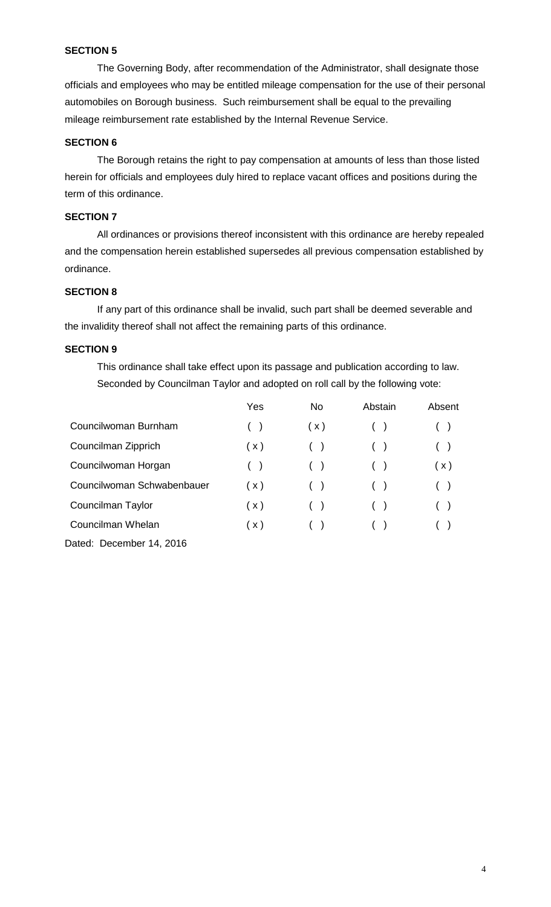**SECTION 5**

The Governing Body, after recommendation of the Administrator, shall designate those officials and employees who may be entitled mileage compensation for the use of their personal automobiles on Borough business. Such reimbursement shall be equal to the prevailing mileage reimbursement rate established by the Internal Revenue Service.

**SECTION 6**

The Borough retains the right to pay compensation at amounts of less than those listed herein for officials and employees duly hired to replace vacant offices and positions during the term of this ordinance.

**SECTION 7**

All ordinances or provisions thereof inconsistent with this ordinance are hereby repealed and the compensation herein established supersedes all previous compensation established by ordinance.

**SECTION 8**

If any part of this ordinance shall be invalid, such part shall be deemed severable and the invalidity thereof shall not affect the remaining parts of this ordinance.

**SECTION 9**

This ordinance shall take effect upon its passage and publication according to law.

Seconded by Councilman Taylor and adopted on roll call by the following vote:

| | Yes | No | Abstain | Absent |
|---|---|---|---|---|
| Councilwoman Burnham | ( ) | ( x ) | ( ) | ( ) |
| Councilman Zipprich | ( x ) | ( ) | ( ) | ( ) |
| Councilwoman Horgan | ( ) | ( ) | ( ) | ( x ) |
| Councilwoman Schwabenbauer | ( x ) | ( ) | ( ) | ( ) |
| Councilman Taylor | ( x ) | ( ) | ( ) | ( ) |
| Councilman Whelan | ( x ) | ( ) | ( ) | ( ) |

Dated: December 14, 2016